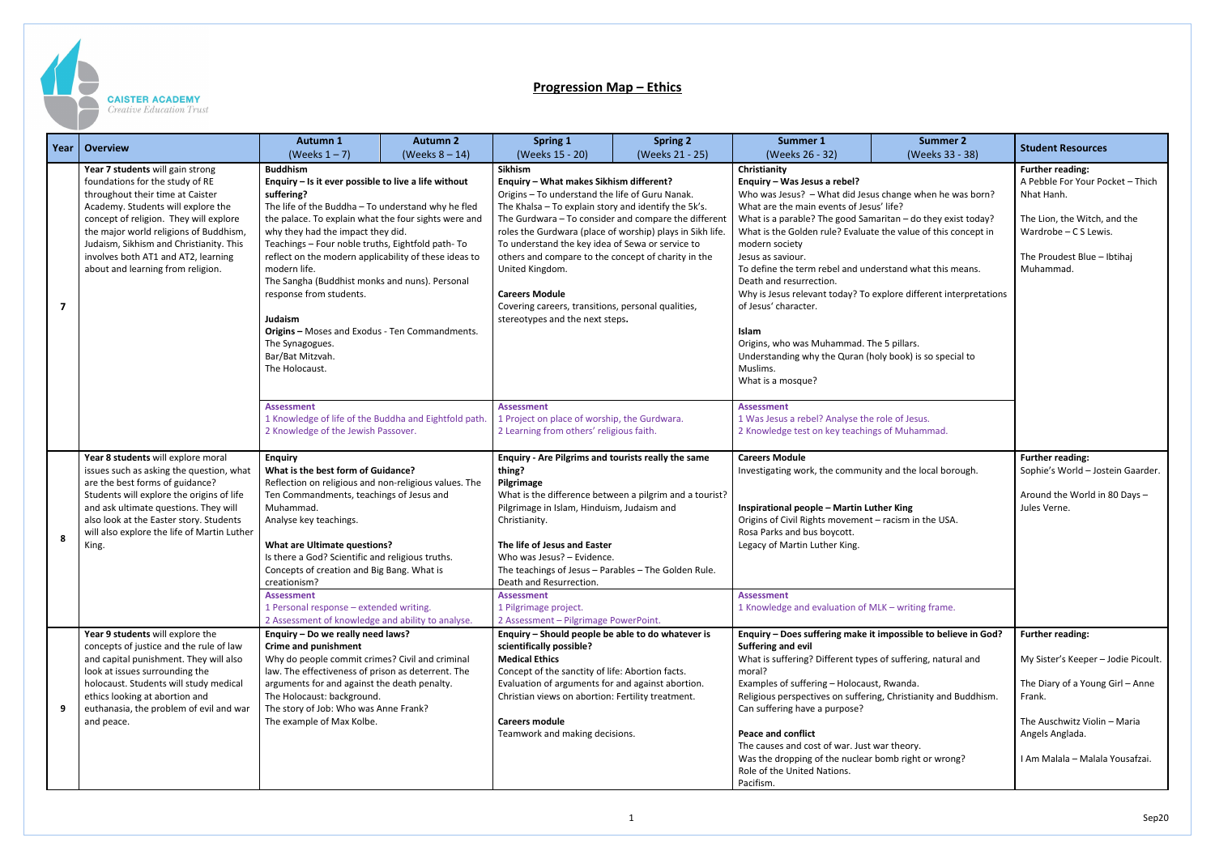CAISTER ACADEMY
*Creative Education Trust*

# Progression Map – Ethics

| Year | Overview | Autumn 1 (Weeks 1 – 7) | Autumn 2 (Weeks 8 – 14) | Spring 1 (Weeks 15 - 20) | Spring 2 (Weeks 21 - 25) | Summer 1 (Weeks 26 - 32) | Summer 2 (Weeks 33 - 38) | Student Resources |
|---|---|---|---|---|---|---|---|---|
| 7 | **Year 7 students** will gain strong foundations for the study of RE throughout their time at Caister Academy. Students will explore the concept of religion. They will explore the major world religions of Buddhism, Judaism, Sikhism and Christianity. This involves both AT1 and AT2, learning about and learning from religion. | **Buddhism**<br>**Enquiry – Is it ever possible to live a life without suffering?**<br>The life of the Buddha – To understand why he fled the palace. To explain what the four sights were and why they had the impact they did.<br>Teachings – Four noble truths, Eightfold path- To reflect on the modern applicability of these ideas to modern life.<br>The Sangha (Buddhist monks and nuns). Personal response from students.<br><br>**Judaism**<br>**Origins –** Moses and Exodus - Ten Commandments.<br>The Synagogues.<br>Bar/Bat Mitzvah.<br>The Holocaust.<br><br>**Assessment**<br>1 Knowledge of life of the Buddha and Eightfold path.<br>2 Knowledge of the Jewish Passover. | | **Sikhism**<br>**Enquiry – What makes Sikhism different?**<br>Origins – To understand the life of Guru Nanak.<br>The Khalsa – To explain story and identify the 5k's.<br>The Gurdwara – To consider and compare the different roles the Gurdwara (place of worship) plays in Sikh life.<br>To understand the key idea of Sewa or service to others and compare to the concept of charity in the United Kingdom.<br><br>**Careers Module**<br>Covering careers, transitions, personal qualities, stereotypes and the next steps.<br><br>**Assessment**<br>1 Project on place of worship, the Gurdwara.<br>2 Learning from others' religious faith. | | **Christianity**<br>**Enquiry – Was Jesus a rebel?**<br>Who was Jesus? – What did Jesus change when he was born?<br>What are the main events of Jesus' life?<br>What is a parable? The good Samaritan – do they exist today?<br>What is the Golden rule? Evaluate the value of this concept in modern society<br>Jesus as saviour.<br>To define the term rebel and understand what this means.<br>Death and resurrection.<br>Why is Jesus relevant today? To explore different interpretations of Jesus' character.<br><br>**Islam**<br>Origins, who was Muhammad. The 5 pillars.<br>Understanding why the Quran (holy book) is so special to Muslims.<br>What is a mosque?<br><br>**Assessment**<br>1 Was Jesus a rebel? Analyse the role of Jesus.<br>2 Knowledge test on key teachings of Muhammad. | | **Further reading:**<br>A Pebble For Your Pocket – Thich Nhat Hanh.<br><br>The Lion, the Witch, and the Wardrobe – C S Lewis.<br><br>The Proudest Blue – Ibtihaj Muhammad. |
| 8 | **Year 8 students** will explore moral issues such as asking the question, what are the best forms of guidance? Students will explore the origins of life and ask ultimate questions. They will also look at the Easter story. Students will also explore the life of Martin Luther King. | **Enquiry**<br>**What is the best form of Guidance?**<br>Reflection on religious and non-religious values. The Ten Commandments, teachings of Jesus and Muhammad.<br>Analyse key teachings.<br><br>**What are Ultimate questions?**<br>Is there a God? Scientific and religious truths.<br>Concepts of creation and Big Bang. What is creationism?<br>**Assessment**<br>1 Personal response – extended writing.<br>2 Assessment of knowledge and ability to analyse. | | **Enquiry - Are Pilgrims and tourists really the same thing?**<br>**Pilgrimage**<br>What is the difference between a pilgrim and a tourist?<br>Pilgrimage in Islam, Hinduism, Judaism and Christianity.<br><br>**The life of Jesus and Easter**<br>Who was Jesus? – Evidence.<br>The teachings of Jesus – Parables – The Golden Rule.<br>Death and Resurrection.<br>**Assessment**<br>1 Pilgrimage project.<br>2 Assessment – Pilgrimage PowerPoint. | | **Careers Module**<br>Investigating work, the community and the local borough.<br><br>**Inspirational people – Martin Luther King**<br>Origins of Civil Rights movement – racism in the USA.<br>Rosa Parks and bus boycott.<br>Legacy of Martin Luther King.<br><br>**Assessment**<br>1 Knowledge and evaluation of MLK – writing frame. | | **Further reading:**<br>Sophie's World – Jostein Gaarder.<br><br>Around the World in 80 Days – Jules Verne. |
| 9 | **Year 9 students** will explore the concepts of justice and the rule of law and capital punishment. They will also look at issues surrounding the holocaust. Students will study medical ethics looking at abortion and euthanasia, the problem of evil and war and peace. | **Enquiry – Do we really need laws?**<br>**Crime and punishment**<br>Why do people commit crimes? Civil and criminal law. The effectiveness of prison as deterrent. The arguments for and against the death penalty.<br>The Holocaust: background.<br>The story of Job: Who was Anne Frank?<br>The example of Max Kolbe. | | **Enquiry – Should people be able to do whatever is scientifically possible?**<br>**Medical Ethics**<br>Concept of the sanctity of life: Abortion facts.<br>Evaluation of arguments for and against abortion.<br>Christian views on abortion: Fertility treatment.<br><br>**Careers module**<br>Teamwork and making decisions. | | **Enquiry – Does suffering make it impossible to believe in God?**<br>**Suffering and evil**<br>What is suffering? Different types of suffering, natural and moral?<br>Examples of suffering – Holocaust, Rwanda.<br>Religious perspectives on suffering, Christianity and Buddhism.<br>Can suffering have a purpose?<br><br>**Peace and conflict**<br>The causes and cost of war. Just war theory.<br>Was the dropping of the nuclear bomb right or wrong?<br>Role of the United Nations.<br>Pacifism. | | **Further reading:**<br><br>My Sister's Keeper – Jodie Picoult.<br><br>The Diary of a Young Girl – Anne Frank.<br><br>The Auschwitz Violin – Maria Angels Anglada.<br><br>I Am Malala – Malala Yousafzai. |

Sep20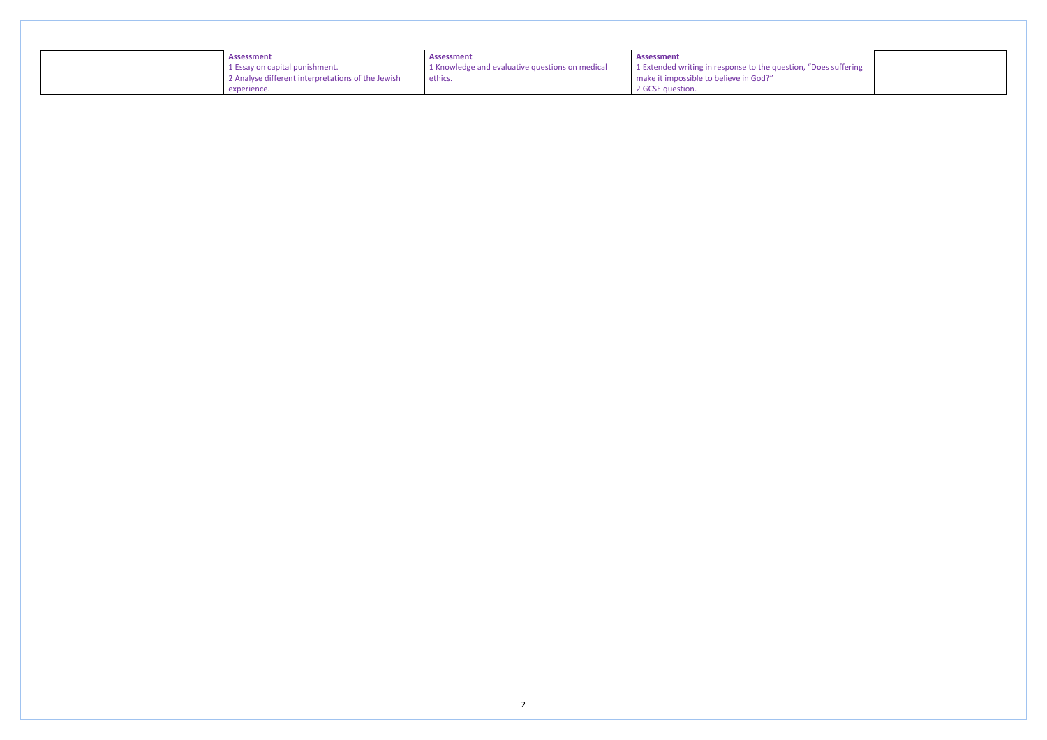| | | | | | |
|---|---|---|---|---|---|
| | | **Assessment**<br>1 Essay on capital punishment.<br>2 Analyse different interpretations of the Jewish experience. | **Assessment**<br>1 Knowledge and evaluative questions on medical ethics. | **Assessment**<br>1 Extended writing in response to the question, "Does suffering make it impossible to believe in God?"<br>2 GCSE question. | |